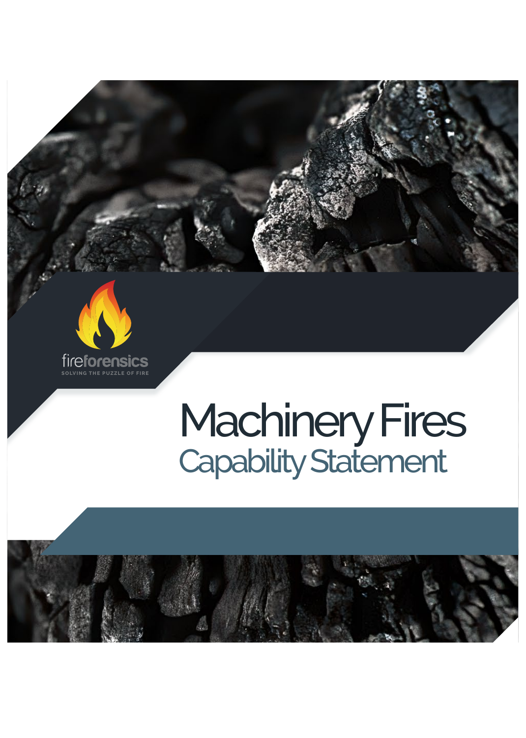fireforensics

SOLVING THE PUZZLE OF FIRE

# Machinery Fires

## Capability Statement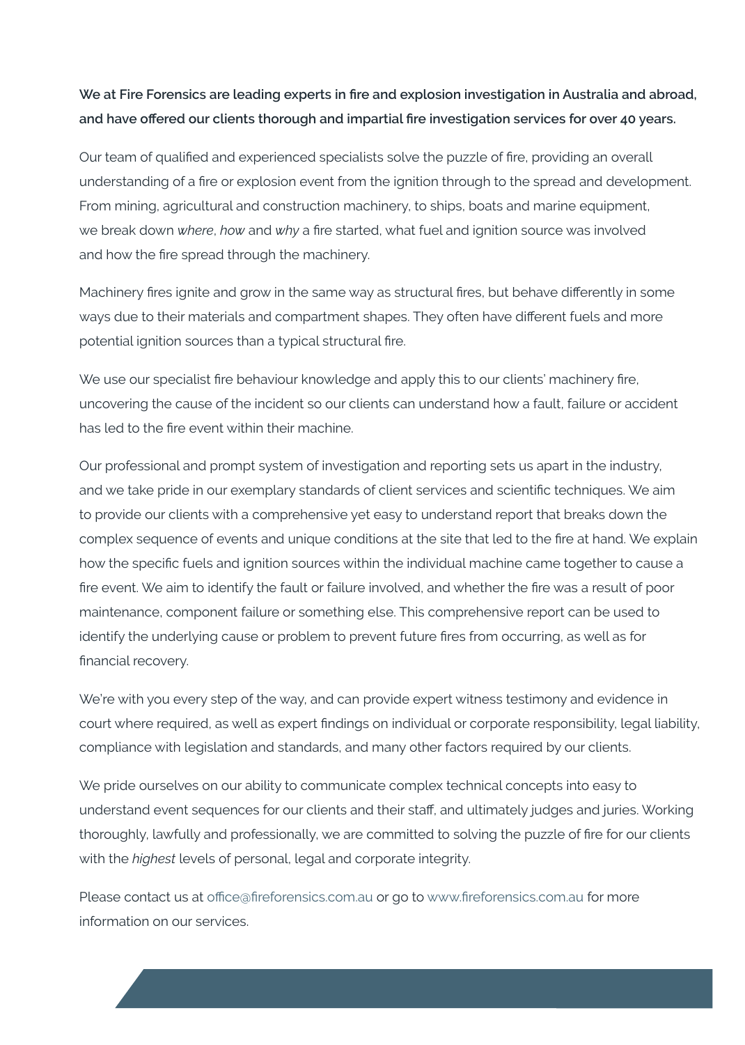**We at Fire Forensics are leading experts in fire and explosion investigation in Australia and abroad, and have offered our clients thorough and impartial fire investigation services for over 40 years.**

Our team of qualified and experienced specialists solve the puzzle of fire, providing an overall understanding of a fire or explosion event from the ignition through to the spread and development. From mining, agricultural and construction machinery, to ships, boats and marine equipment, we break down *where*, *how* and *why* a fire started, what fuel and ignition source was involved and how the fire spread through the machinery.

Machinery fires ignite and grow in the same way as structural fires, but behave differently in some ways due to their materials and compartment shapes. They often have different fuels and more potential ignition sources than a typical structural fire.

We use our specialist fire behaviour knowledge and apply this to our clients' machinery fire, uncovering the cause of the incident so our clients can understand how a fault, failure or accident has led to the fire event within their machine.

Our professional and prompt system of investigation and reporting sets us apart in the industry, and we take pride in our exemplary standards of client services and scientific techniques. We aim to provide our clients with a comprehensive yet easy to understand report that breaks down the complex sequence of events and unique conditions at the site that led to the fire at hand. We explain how the specific fuels and ignition sources within the individual machine came together to cause a fire event. We aim to identify the fault or failure involved, and whether the fire was a result of poor maintenance, component failure or something else. This comprehensive report can be used to identify the underlying cause or problem to prevent future fires from occurring, as well as for financial recovery.

We're with you every step of the way, and can provide expert witness testimony and evidence in court where required, as well as expert findings on individual or corporate responsibility, legal liability, compliance with legislation and standards, and many other factors required by our clients.

We pride ourselves on our ability to communicate complex technical concepts into easy to understand event sequences for our clients and their staff, and ultimately judges and juries. Working thoroughly, lawfully and professionally, we are committed to solving the puzzle of fire for our clients with the *highest* levels of personal, legal and corporate integrity.

Please contact us at office@fireforensics.com.au or go to www.fireforensics.com.au for more information on our services.